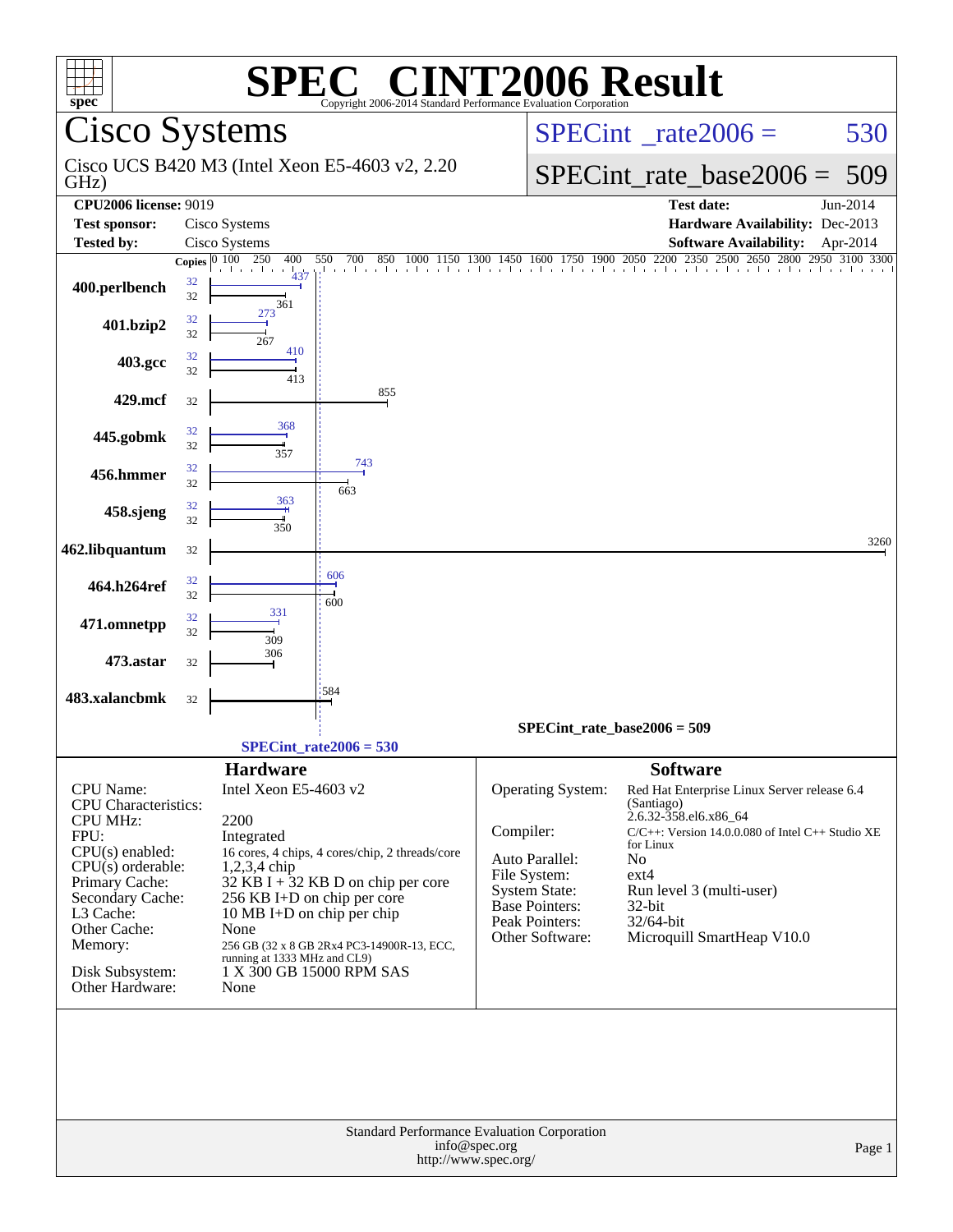# SPEC® CINT2006 Result

Copyright 2006-2014 Standard Performance Evaluation Corporation

## Cisco Systems

Cisco UCS B420 M3 (Intel Xeon E5-4603 v2, 2.20 GHz)

SPECint_rate2006 = 530

SPECint_rate_base2006 = 509

| | | | |
|---|---|---|---|
| **CPU2006 license:** 9019 | | **Test date:** | Jun-2014 |
| **Test sponsor:** | Cisco Systems | **Hardware Availability:** | Dec-2013 |
| **Tested by:** | Cisco Systems | **Software Availability:** | Apr-2014 |

| Benchmark | Copies (peak) | Peak | Copies (base) | Base |
|---|---|---|---|---|
| 400.perlbench | 32 | 437 | 32 | 361 |
| 401.bzip2 | 32 | 273 | 32 | 267 |
| 403.gcc | 32 | 410 | 32 | 413 |
| 429.mcf | | | 32 | 855 |
| 445.gobmk | 32 | 368 | 32 | 357 |
| 456.hmmer | 32 | 743 | 32 | 663 |
| 458.sjeng | 32 | 363 | 32 | 350 |
| 462.libquantum | | | 32 | 3260 |
| 464.h264ref | 32 | 606 | 32 | 600 |
| 471.omnetpp | 32 | 331 | 32 | 309 |
| 473.astar | | | 32 | 306 |
| 483.xalancbmk | | | 32 | 584 |

SPECint_rate_base2006 = 509

SPECint_rate2006 = 530

## Hardware

| | |
|---|---|
| CPU Name: | Intel Xeon E5-4603 v2 |
| CPU Characteristics: | |
| CPU MHz: | 2200 |
| FPU: | Integrated |
| CPU(s) enabled: | 16 cores, 4 chips, 4 cores/chip, 2 threads/core |
| CPU(s) orderable: | 1,2,3,4 chip |
| Primary Cache: | 32 KB I + 32 KB D on chip per core |
| Secondary Cache: | 256 KB I+D on chip per core |
| L3 Cache: | 10 MB I+D on chip per chip |
| Other Cache: | None |
| Memory: | 256 GB (32 x 8 GB 2Rx4 PC3-14900R-13, ECC, running at 1333 MHz and CL9) |
| Disk Subsystem: | 1 X 300 GB 15000 RPM SAS |
| Other Hardware: | None |

## Software

| | |
|---|---|
| Operating System: | Red Hat Enterprise Linux Server release 6.4 (Santiago) 2.6.32-358.el6.x86_64 |
| Compiler: | C/C++: Version 14.0.0.080 of Intel C++ Studio XE for Linux |
| Auto Parallel: | No |
| File System: | ext4 |
| System State: | Run level 3 (multi-user) |
| Base Pointers: | 32-bit |
| Peak Pointers: | 32/64-bit |
| Other Software: | Microquill SmartHeap V10.0 |

Standard Performance Evaluation Corporation
info@spec.org
http://www.spec.org/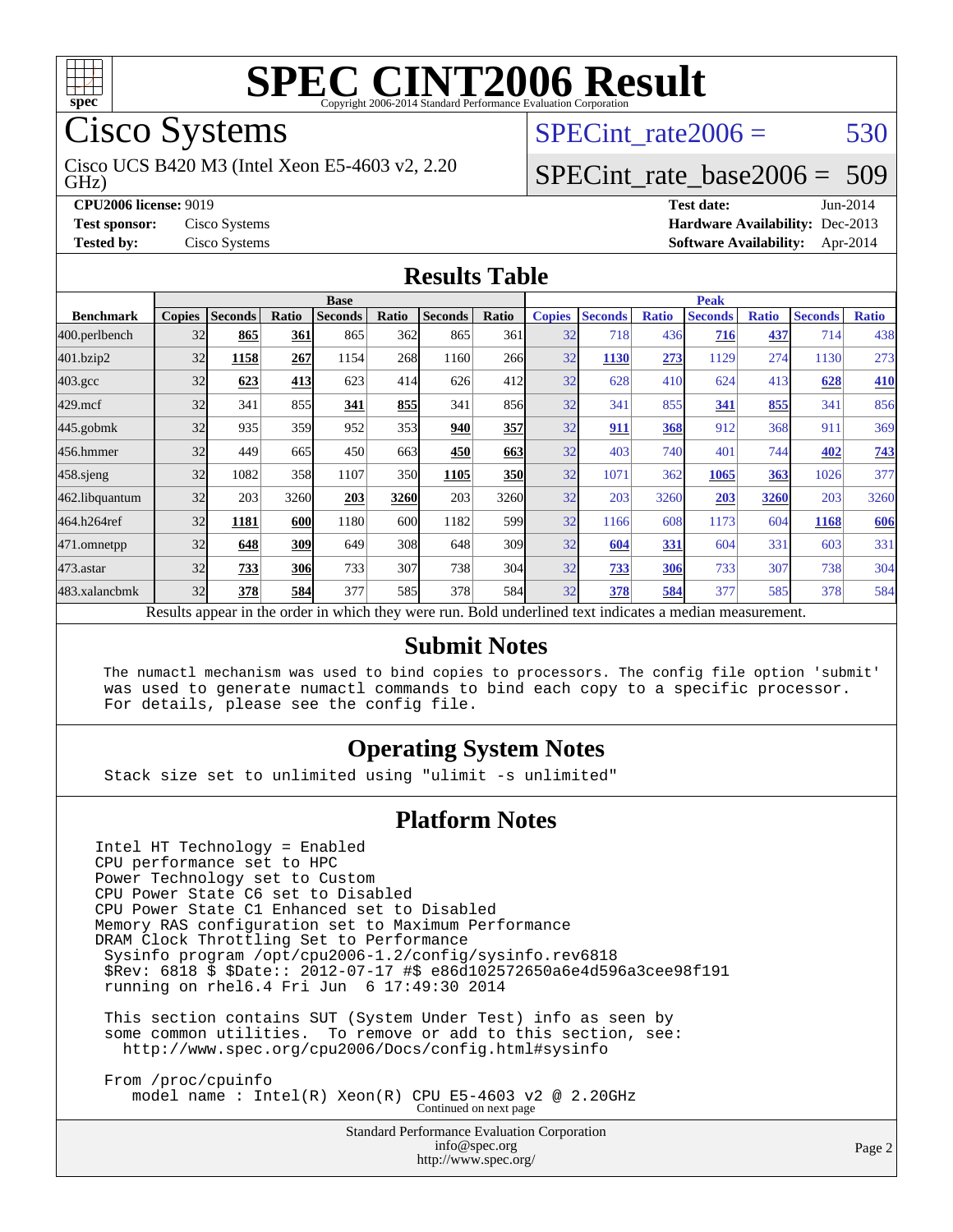# SPEC CINT2006 Result

Copyright 2006-2014 Standard Performance Evaluation Corporation

## Cisco Systems

Cisco UCS B420 M3 (Intel Xeon E5-4603 v2, 2.20 GHz)

SPECint_rate2006 = 530

SPECint_rate_base2006 = 509

**CPU2006 license:** 9019
**Test sponsor:** Cisco Systems
**Tested by:** Cisco Systems

**Test date:** Jun-2014
**Hardware Availability:** Dec-2013
**Software Availability:** Apr-2014

## Results Table

| Benchmark | Base | | | | | | | Peak | | | | | | |
|---|---|---|---|---|---|---|---|---|---|---|---|---|---|---|
| | Copies | Seconds | Ratio | Seconds | Ratio | Seconds | Ratio | Copies | Seconds | Ratio | Seconds | Ratio | Seconds | Ratio |
| 400.perlbench | 32 | **865** | **361** | 865 | 362 | 865 | 361 | 32 | 718 | 436 | **716** | **437** | 714 | 438 |
| 401.bzip2 | 32 | **1158** | **267** | 1154 | 268 | 1160 | 266 | 32 | **1130** | **273** | 1129 | 274 | 1130 | 273 |
| 403.gcc | 32 | **623** | **413** | 623 | 414 | 626 | 412 | 32 | 628 | 410 | 624 | 413 | **628** | **410** |
| 429.mcf | 32 | 341 | 855 | **341** | **855** | 341 | 856 | 32 | 341 | 855 | **341** | **855** | 341 | 856 |
| 445.gobmk | 32 | 935 | 359 | 952 | 353 | **940** | **357** | 32 | **911** | **368** | 912 | 368 | 911 | 369 |
| 456.hmmer | 32 | 449 | 665 | 450 | 663 | **450** | **663** | 32 | 403 | 740 | 401 | 744 | **402** | **743** |
| 458.sjeng | 32 | 1082 | 358 | 1107 | 350 | **1105** | **350** | 32 | 1071 | 362 | **1065** | **363** | 1026 | 377 |
| 462.libquantum | 32 | 203 | 3260 | **203** | **3260** | 203 | 3260 | 32 | 203 | 3260 | **203** | **3260** | 203 | 3260 |
| 464.h264ref | 32 | **1181** | **600** | 1180 | 600 | 1182 | 599 | 32 | 1166 | 608 | 1173 | 604 | **1168** | **606** |
| 471.omnetpp | 32 | **648** | **309** | 649 | 308 | 648 | 309 | 32 | **604** | **331** | 604 | 331 | 603 | 331 |
| 473.astar | 32 | **733** | **306** | 733 | 307 | 738 | 304 | 32 | **733** | **306** | 733 | 307 | 738 | 304 |
| 483.xalancbmk | 32 | **378** | **584** | 377 | 585 | 378 | 584 | 32 | **378** | **584** | 377 | 585 | 378 | 584 |

Results appear in the order in which they were run. Bold underlined text indicates a median measurement.

## Submit Notes

```
The numactl mechanism was used to bind copies to processors. The config file option 'submit'
was used to generate numactl commands to bind each copy to a specific processor.
For details, please see the config file.
```

## Operating System Notes

```
Stack size set to unlimited using "ulimit -s unlimited"
```

## Platform Notes

```
Intel HT Technology = Enabled
CPU performance set to HPC
Power Technology set to Custom
CPU Power State C6 set to Disabled
CPU Power State C1 Enhanced set to Disabled
Memory RAS configuration set to Maximum Performance
DRAM Clock Throttling Set to Performance
 Sysinfo program /opt/cpu2006-1.2/config/sysinfo.rev6818
 $Rev: 6818 $ $Date:: 2012-07-17 #$ e86d102572650a6e4d596a3cee98f191
 running on rhel6.4 Fri Jun  6 17:49:30 2014

 This section contains SUT (System Under Test) info as seen by
 some common utilities.  To remove or add to this section, see:
   http://www.spec.org/cpu2006/Docs/config.html#sysinfo

 From /proc/cpuinfo
    model name : Intel(R) Xeon(R) CPU E5-4603 v2 @ 2.20GHz
```

Continued on next page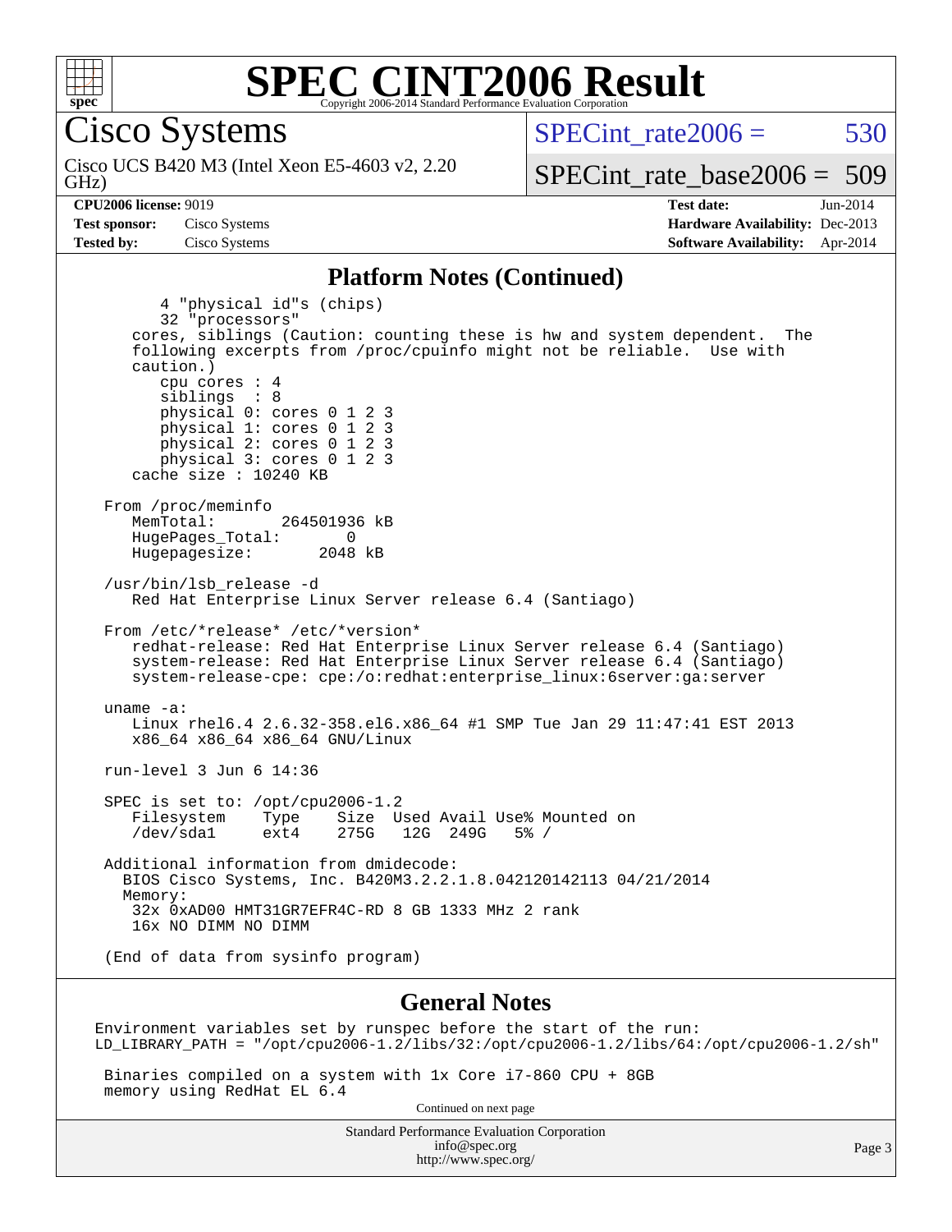# SPEC CINT2006 Result

Copyright 2006-2014 Standard Performance Evaluation Corporation

**Cisco Systems**

Cisco UCS B420 M3 (Intel Xeon E5-4603 v2, 2.20 GHz)

SPECint_rate2006 = 530

SPECint_rate_base2006 = 509

**CPU2006 license:** 9019
**Test sponsor:** Cisco Systems
**Tested by:** Cisco Systems

**Test date:** Jun-2014
**Hardware Availability:** Dec-2013
**Software Availability:** Apr-2014

## Platform Notes (Continued)

```
        4 "physical id"s (chips)
        32 "processors"
    cores, siblings (Caution: counting these is hw and system dependent.  The
    following excerpts from /proc/cpuinfo might not be reliable.  Use with
    caution.)
        cpu cores : 4
        siblings  : 8
        physical 0: cores 0 1 2 3
        physical 1: cores 0 1 2 3
        physical 2: cores 0 1 2 3
        physical 3: cores 0 1 2 3
    cache size : 10240 KB

 From /proc/meminfo
    MemTotal:       264501936 kB
    HugePages_Total:       0
    Hugepagesize:       2048 kB

 /usr/bin/lsb_release -d
    Red Hat Enterprise Linux Server release 6.4 (Santiago)

 From /etc/*release* /etc/*version*
    redhat-release: Red Hat Enterprise Linux Server release 6.4 (Santiago)
    system-release: Red Hat Enterprise Linux Server release 6.4 (Santiago)
    system-release-cpe: cpe:/o:redhat:enterprise_linux:6server:ga:server

 uname -a:
    Linux rhel6.4 2.6.32-358.el6.x86_64 #1 SMP Tue Jan 29 11:47:41 EST 2013
    x86_64 x86_64 x86_64 GNU/Linux

 run-level 3 Jun 6 14:36

 SPEC is set to: /opt/cpu2006-1.2
    Filesystem     Type    Size  Used Avail Use% Mounted on
    /dev/sda1      ext4    275G   12G  249G   5% /

 Additional information from dmidecode:
   BIOS Cisco Systems, Inc. B420M3.2.2.1.8.042120142113 04/21/2014
   Memory:
    32x 0xAD00 HMT31GR7EFR4C-RD 8 GB 1333 MHz 2 rank
    16x NO DIMM NO DIMM

 (End of data from sysinfo program)
```

## General Notes

```
Environment variables set by runspec before the start of the run:
LD_LIBRARY_PATH = "/opt/cpu2006-1.2/libs/32:/opt/cpu2006-1.2/libs/64:/opt/cpu2006-1.2/sh"

 Binaries compiled on a system with 1x Core i7-860 CPU + 8GB
 memory using RedHat EL 6.4
```

Continued on next page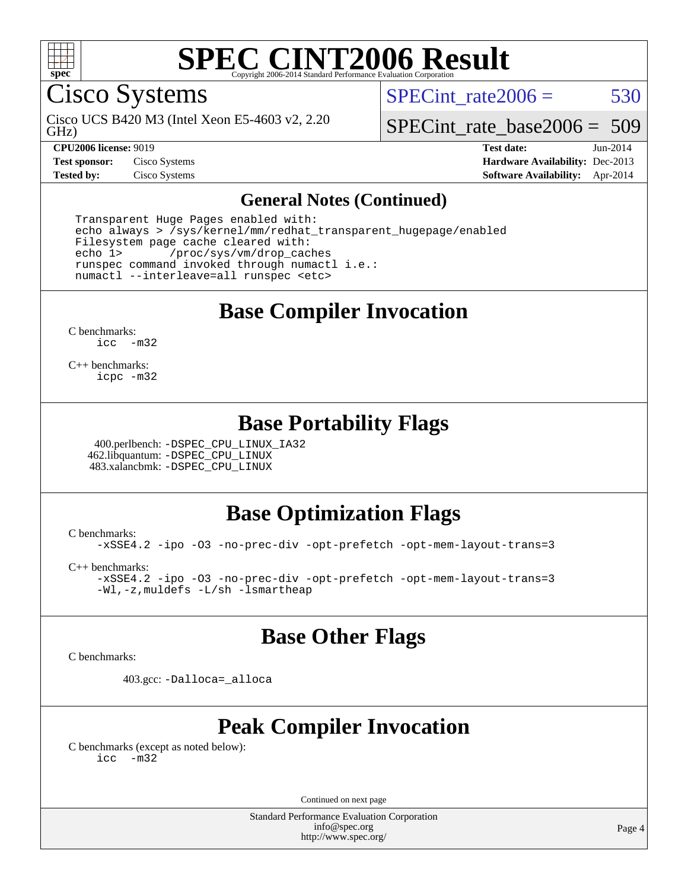# SPEC CINT2006 Result

Copyright 2006-2014 Standard Performance Evaluation Corporation

## Cisco Systems

Cisco UCS B420 M3 (Intel Xeon E5-4603 v2, 2.20 GHz)

SPECint_rate2006 = 530

SPECint_rate_base2006 = 509

**CPU2006 license:** 9019
**Test sponsor:** Cisco Systems
**Tested by:** Cisco Systems

**Test date:** Jun-2014
**Hardware Availability:** Dec-2013
**Software Availability:** Apr-2014

### General Notes (Continued)

```
Transparent Huge Pages enabled with:
echo always > /sys/kernel/mm/redhat_transparent_hugepage/enabled
Filesystem page cache cleared with:
echo 1>       /proc/sys/vm/drop_caches
runspec command invoked through numactl i.e.:
numactl --interleave=all runspec <etc>
```

### Base Compiler Invocation

C benchmarks:
icc -m32

C++ benchmarks:
icpc -m32

### Base Portability Flags

400.perlbench: -DSPEC_CPU_LINUX_IA32
462.libquantum: -DSPEC_CPU_LINUX
483.xalancbmk: -DSPEC_CPU_LINUX

### Base Optimization Flags

C benchmarks:
-xSSE4.2 -ipo -O3 -no-prec-div -opt-prefetch -opt-mem-layout-trans=3

C++ benchmarks:
-xSSE4.2 -ipo -O3 -no-prec-div -opt-prefetch -opt-mem-layout-trans=3
-Wl,-z,muldefs -L/sh -lsmartheap

### Base Other Flags

C benchmarks:

403.gcc: -Dalloca=_alloca

### Peak Compiler Invocation

C benchmarks (except as noted below):
icc -m32

Continued on next page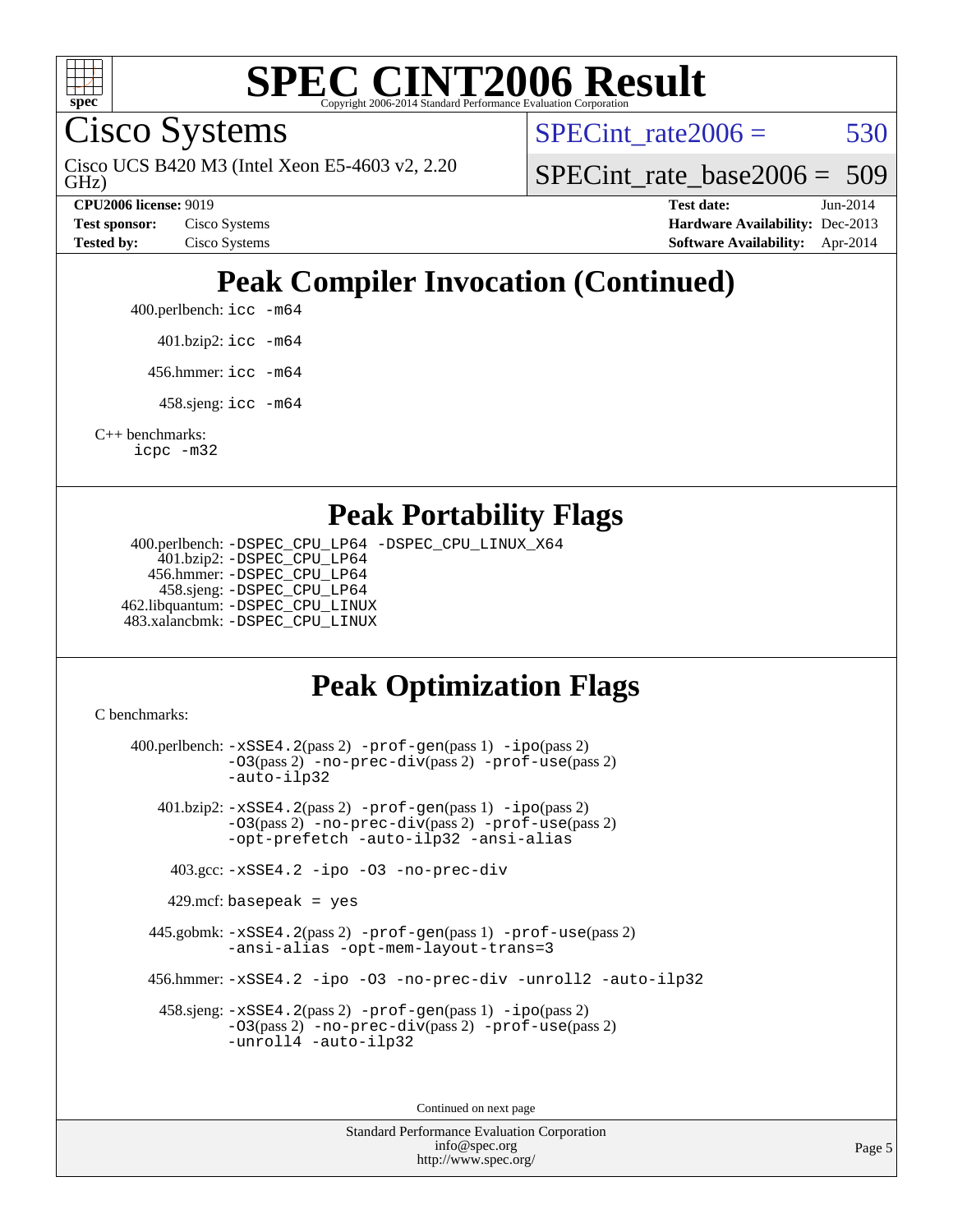# SPEC CINT2006 Result

Copyright 2006-2014 Standard Performance Evaluation Corporation

## Cisco Systems

Cisco UCS B420 M3 (Intel Xeon E5-4603 v2, 2.20 GHz)

SPECint_rate2006 = 530

SPECint_rate_base2006 = 509

| | | | |
|---|---|---|---|
| **CPU2006 license:** 9019 | | **Test date:** | Jun-2014 |
| **Test sponsor:** | Cisco Systems | **Hardware Availability:** | Dec-2013 |
| **Tested by:** | Cisco Systems | **Software Availability:** | Apr-2014 |

## Peak Compiler Invocation (Continued)

400.perlbench: icc -m64

401.bzip2: icc -m64

456.hmmer: icc -m64

458.sjeng: icc -m64

C++ benchmarks:
icpc -m32

## Peak Portability Flags

400.perlbench: -DSPEC_CPU_LP64 -DSPEC_CPU_LINUX_X64
401.bzip2: -DSPEC_CPU_LP64
456.hmmer: -DSPEC_CPU_LP64
458.sjeng: -DSPEC_CPU_LP64
462.libquantum: -DSPEC_CPU_LINUX
483.xalancbmk: -DSPEC_CPU_LINUX

## Peak Optimization Flags

C benchmarks:

400.perlbench: -xSSE4.2(pass 2) -prof-gen(pass 1) -ipo(pass 2) -O3(pass 2) -no-prec-div(pass 2) -prof-use(pass 2) -auto-ilp32

401.bzip2: -xSSE4.2(pass 2) -prof-gen(pass 1) -ipo(pass 2) -O3(pass 2) -no-prec-div(pass 2) -prof-use(pass 2) -opt-prefetch -auto-ilp32 -ansi-alias

403.gcc: -xSSE4.2 -ipo -O3 -no-prec-div

429.mcf: basepeak = yes

445.gobmk: -xSSE4.2(pass 2) -prof-gen(pass 1) -prof-use(pass 2) -ansi-alias -opt-mem-layout-trans=3

456.hmmer: -xSSE4.2 -ipo -O3 -no-prec-div -unroll2 -auto-ilp32

458.sjeng: -xSSE4.2(pass 2) -prof-gen(pass 1) -ipo(pass 2) -O3(pass 2) -no-prec-div(pass 2) -prof-use(pass 2) -unroll4 -auto-ilp32

Continued on next page

Standard Performance Evaluation Corporation
info@spec.org
http://www.spec.org/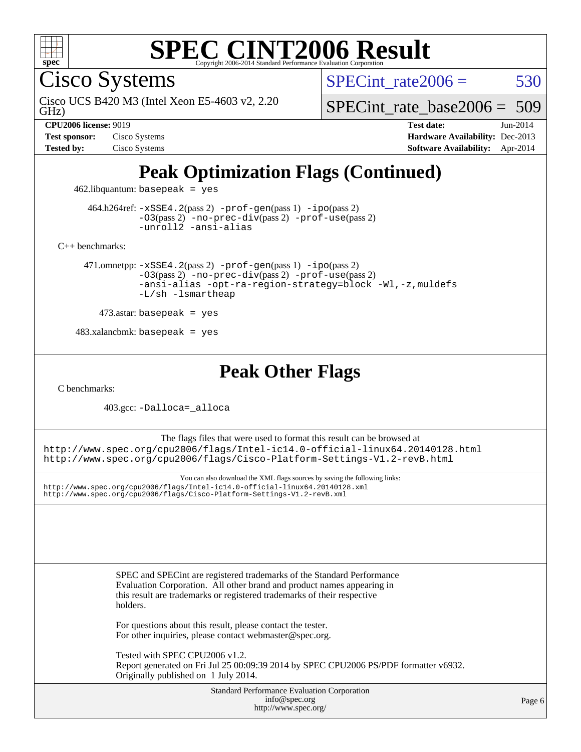# Peak Optimization Flags (Continued)

462.libquantum: basepeak = yes

464.h264ref: -xSSE4.2(pass 2) -prof-gen(pass 1) -ipo(pass 2) -O3(pass 2) -no-prec-div(pass 2) -prof-use(pass 2) -unroll2 -ansi-alias

C++ benchmarks:

471.omnetpp: -xSSE4.2(pass 2) -prof-gen(pass 1) -ipo(pass 2) -O3(pass 2) -no-prec-div(pass 2) -prof-use(pass 2) -ansi-alias -opt-ra-region-strategy=block -Wl,-z,muldefs -L/sh -lsmartheap

473.astar: basepeak = yes

483.xalancbmk: basepeak = yes

# Peak Other Flags

C benchmarks:

403.gcc: -Dalloca=_alloca

The flags files that were used to format this result can be browsed at
http://www.spec.org/cpu2006/flags/Intel-ic14.0-official-linux64.20140128.html
http://www.spec.org/cpu2006/flags/Cisco-Platform-Settings-V1.2-revB.html

You can also download the XML flags sources by saving the following links:
http://www.spec.org/cpu2006/flags/Intel-ic14.0-official-linux64.20140128.xml
http://www.spec.org/cpu2006/flags/Cisco-Platform-Settings-V1.2-revB.xml

SPEC and SPECint are registered trademarks of the Standard Performance Evaluation Corporation. All other brand and product names appearing in this result are trademarks or registered trademarks of their respective holders.

For questions about this result, please contact the tester.
For other inquiries, please contact webmaster@spec.org.

Tested with SPEC CPU2006 v1.2.
Report generated on Fri Jul 25 00:09:39 2014 by SPEC CPU2006 PS/PDF formatter v6932.
Originally published on 1 July 2014.